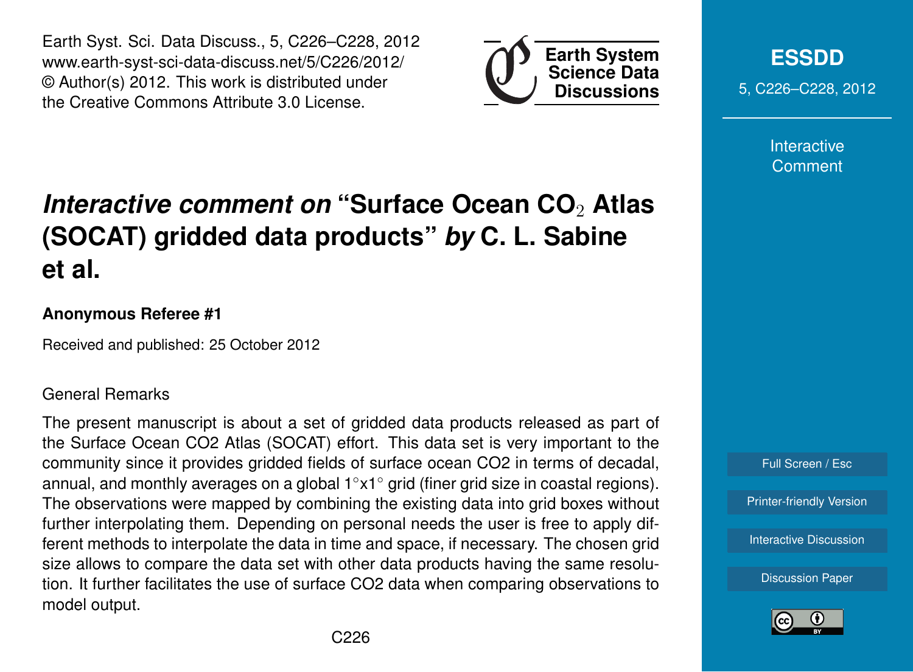# *Interactive comment on* "Surface Ocean $CO_2$ Atlas (SOCAT) gridded data products" *by* C. L. Sabine et al.

**Anonymous Referee #1**

Received and published: 25 October 2012

General Remarks

The present manuscript is about a set of gridded data products released as part of the Surface Ocean CO2 Atlas (SOCAT) effort. This data set is very important to the community since it provides gridded fields of surface ocean CO2 in terms of decadal, annual, and monthly averages on a global 1°x1° grid (finer grid size in coastal regions). The observations were mapped by combining the existing data into grid boxes without further interpolating them. Depending on personal needs the user is free to apply different methods to interpolate the data in time and space, if necessary. The chosen grid size allows to compare the data set with other data products having the same resolution. It further facilitates the use of surface CO2 data when comparing observations to model output.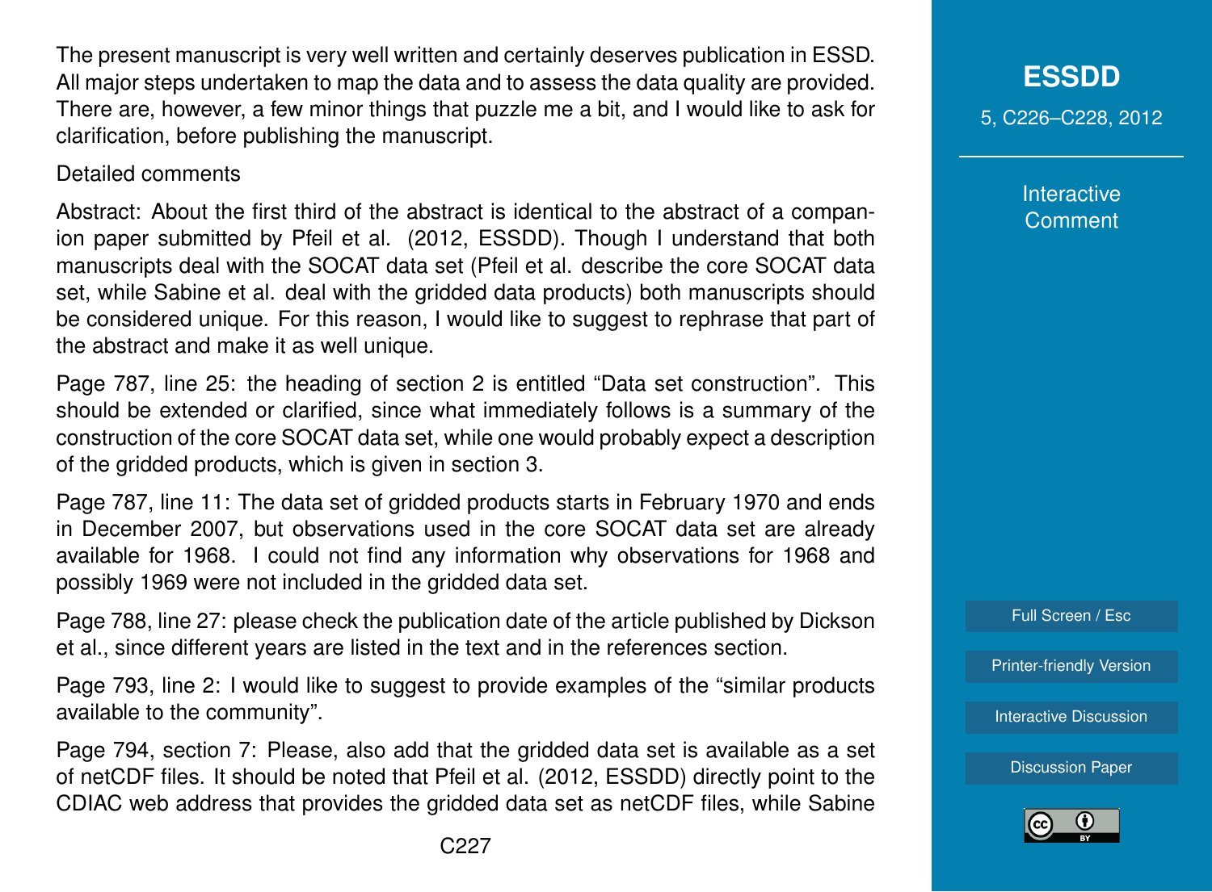The present manuscript is very well written and certainly deserves publication in ESSD. All major steps undertaken to map the data and to assess the data quality are provided. There are, however, a few minor things that puzzle me a bit, and I would like to ask for clarification, before publishing the manuscript.

Detailed comments

Abstract: About the first third of the abstract is identical to the abstract of a companion paper submitted by Pfeil et al. (2012, ESSDD). Though I understand that both manuscripts deal with the SOCAT data set (Pfeil et al. describe the core SOCAT data set, while Sabine et al. deal with the gridded data products) both manuscripts should be considered unique. For this reason, I would like to suggest to rephrase that part of the abstract and make it as well unique.

Page 787, line 25: the heading of section 2 is entitled "Data set construction". This should be extended or clarified, since what immediately follows is a summary of the construction of the core SOCAT data set, while one would probably expect a description of the gridded products, which is given in section 3.

Page 787, line 11: The data set of gridded products starts in February 1970 and ends in December 2007, but observations used in the core SOCAT data set are already available for 1968. I could not find any information why observations for 1968 and possibly 1969 were not included in the gridded data set.

Page 788, line 27: please check the publication date of the article published by Dickson et al., since different years are listed in the text and in the references section.

Page 793, line 2: I would like to suggest to provide examples of the "similar products available to the community".

Page 794, section 7: Please, also add that the gridded data set is available as a set of netCDF files. It should be noted that Pfeil et al. (2012, ESSDD) directly point to the CDIAC web address that provides the gridded data set as netCDF files, while Sabine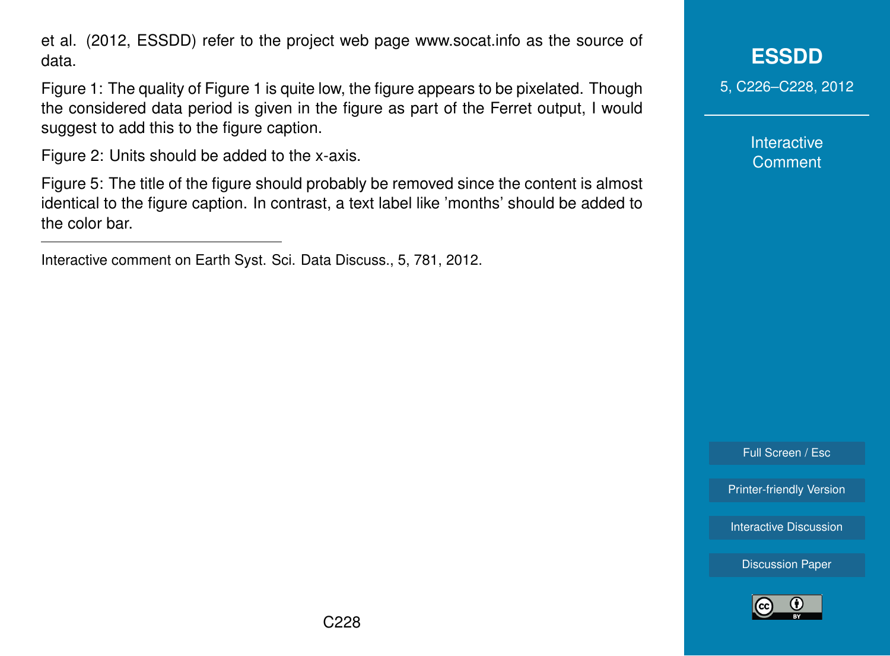et al. (2012, ESSDD) refer to the project web page www.socat.info as the source of data.

Figure 1: The quality of Figure 1 is quite low, the figure appears to be pixelated. Though the considered data period is given in the figure as part of the Ferret output, I would suggest to add this to the figure caption.

Figure 2: Units should be added to the x-axis.

Figure 5: The title of the figure should probably be removed since the content is almost identical to the figure caption. In contrast, a text label like 'months' should be added to the color bar.

---

Interactive comment on Earth Syst. Sci. Data Discuss., 5, 781, 2012.